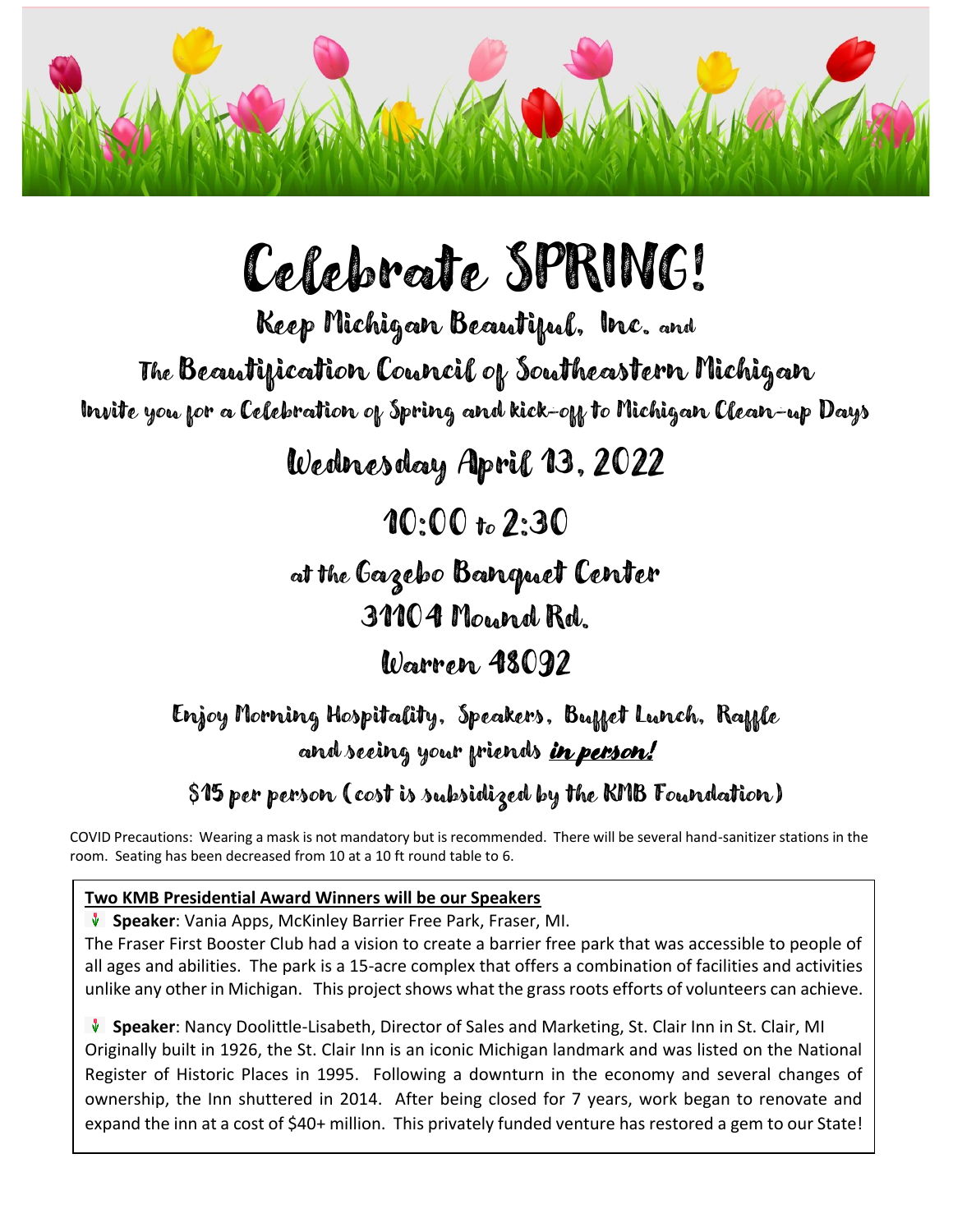# Celebrate SPRING!

## Keep Michigan Beautiful, Inc. and

## The Beautification Council of Southeastern Michigan

Invite you for a Celebration of Spring and Kick-off to Michigan Clean-up Days

## Wednesday April 13, 2022

## 10:00 to 2:30

### at the Gazebo Banquet Center

### 31104 Mound Rd.

### Warren 48092

Enjoy Morning Hospitality, Speakers, Buffet Lunch, Raffle and seeing your friends ***in person!***

$15 per person (cost is subsidized by the KMB Foundation)

COVID Precautions: Wearing a mask is not mandatory but is recommended. There will be several hand-sanitizer stations in the room. Seating has been decreased from 10 at a 10 ft round table to 6.

**Two KMB Presidential Award Winners will be our Speakers**

- **Speaker**: Vania Apps, McKinley Barrier Free Park, Fraser, MI.
The Fraser First Booster Club had a vision to create a barrier free park that was accessible to people of all ages and abilities. The park is a 15-acre complex that offers a combination of facilities and activities unlike any other in Michigan. This project shows what the grass roots efforts of volunteers can achieve.

- **Speaker**: Nancy Doolittle-Lisabeth, Director of Sales and Marketing, St. Clair Inn in St. Clair, MI
Originally built in 1926, the St. Clair Inn is an iconic Michigan landmark and was listed on the National Register of Historic Places in 1995. Following a downturn in the economy and several changes of ownership, the Inn shuttered in 2014. After being closed for 7 years, work began to renovate and expand the inn at a cost of $40+ million. This privately funded venture has restored a gem to our State!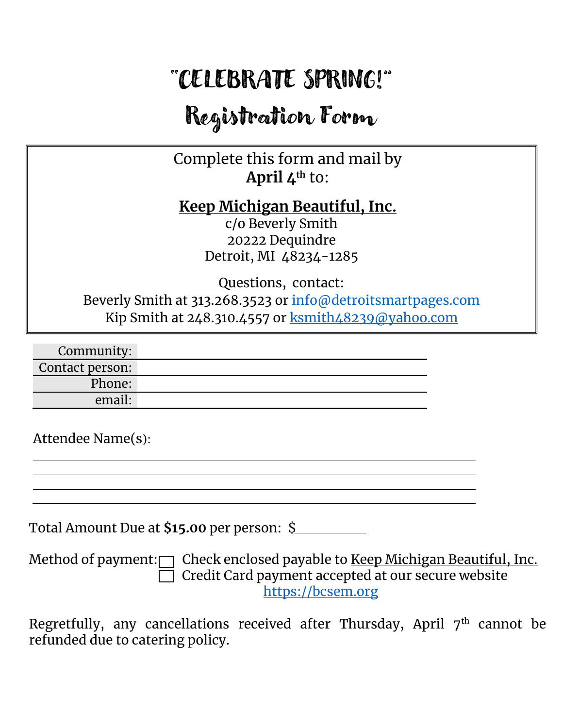# "CELEBRATE SPRING!"

## Registration Form

Complete this form and mail by
**April 4th** to:

**Keep Michigan Beautiful, Inc.**
c/o Beverly Smith
20222 Dequindre
Detroit, MI 48234-1285

Questions, contact:
Beverly Smith at 313.268.3523 or info@detroitsmartpages.com
Kip Smith at 248.310.4557 or ksmith48239@yahoo.com

| | |
|---|---|
| Community: | |
| Contact person: | |
| Phone: | |
| email: | |

Attendee Name(s):

\_\_\_\_\_\_\_\_\_\_\_\_\_\_\_\_\_\_\_\_\_\_\_\_\_\_\_\_\_\_\_\_\_\_\_\_\_\_\_\_

\_\_\_\_\_\_\_\_\_\_\_\_\_\_\_\_\_\_\_\_\_\_\_\_\_\_\_\_\_\_\_\_\_\_\_\_\_\_\_\_

\_\_\_\_\_\_\_\_\_\_\_\_\_\_\_\_\_\_\_\_\_\_\_\_\_\_\_\_\_\_\_\_\_\_\_\_\_\_\_\_

\_\_\_\_\_\_\_\_\_\_\_\_\_\_\_\_\_\_\_\_\_\_\_\_\_\_\_\_\_\_\_\_\_\_\_\_\_\_\_\_

Total Amount Due at **$15.00** per person: $\_\_\_\_\_\_\_\_\_\_

Method of payment:
- ☐ Check enclosed payable to Keep Michigan Beautiful, Inc.
- ☐ Credit Card payment accepted at our secure website https://bcsem.org

Regretfully, any cancellations received after Thursday, April 7th cannot be refunded due to catering policy.